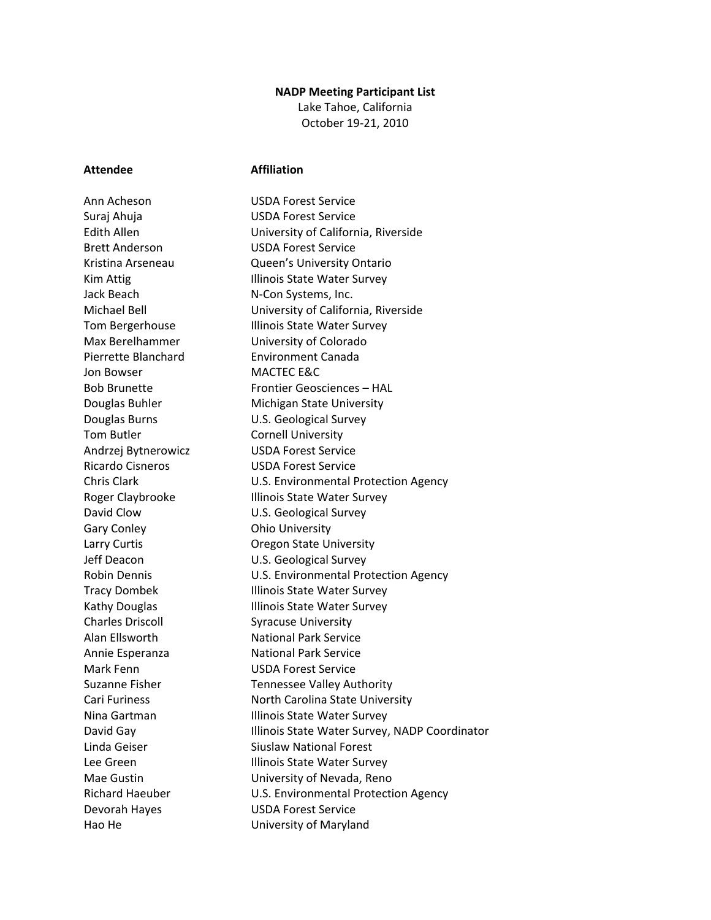**NADP Meeting Participant List**

Lake Tahoe, California

October 19-21, 2010

| Attendee | Affiliation |
|---|---|
| Ann Acheson | USDA Forest Service |
| Suraj Ahuja | USDA Forest Service |
| Edith Allen | University of California, Riverside |
| Brett Anderson | USDA Forest Service |
| Kristina Arseneau | Queen's University Ontario |
| Kim Attig | Illinois State Water Survey |
| Jack Beach | N-Con Systems, Inc. |
| Michael Bell | University of California, Riverside |
| Tom Bergerhouse | Illinois State Water Survey |
| Max Berelhammer | University of Colorado |
| Pierrette Blanchard | Environment Canada |
| Jon Bowser | MACTEC E&C |
| Bob Brunette | Frontier Geosciences – HAL |
| Douglas Buhler | Michigan State University |
| Douglas Burns | U.S. Geological Survey |
| Tom Butler | Cornell University |
| Andrzej Bytnerowicz | USDA Forest Service |
| Ricardo Cisneros | USDA Forest Service |
| Chris Clark | U.S. Environmental Protection Agency |
| Roger Claybrooke | Illinois State Water Survey |
| David Clow | U.S. Geological Survey |
| Gary Conley | Ohio University |
| Larry Curtis | Oregon State University |
| Jeff Deacon | U.S. Geological Survey |
| Robin Dennis | U.S. Environmental Protection Agency |
| Tracy Dombek | Illinois State Water Survey |
| Kathy Douglas | Illinois State Water Survey |
| Charles Driscoll | Syracuse University |
| Alan Ellsworth | National Park Service |
| Annie Esperanza | National Park Service |
| Mark Fenn | USDA Forest Service |
| Suzanne Fisher | Tennessee Valley Authority |
| Cari Furiness | North Carolina State University |
| Nina Gartman | Illinois State Water Survey |
| David Gay | Illinois State Water Survey, NADP Coordinator |
| Linda Geiser | Siuslaw National Forest |
| Lee Green | Illinois State Water Survey |
| Mae Gustin | University of Nevada, Reno |
| Richard Haeuber | U.S. Environmental Protection Agency |
| Devorah Hayes | USDA Forest Service |
| Hao He | University of Maryland |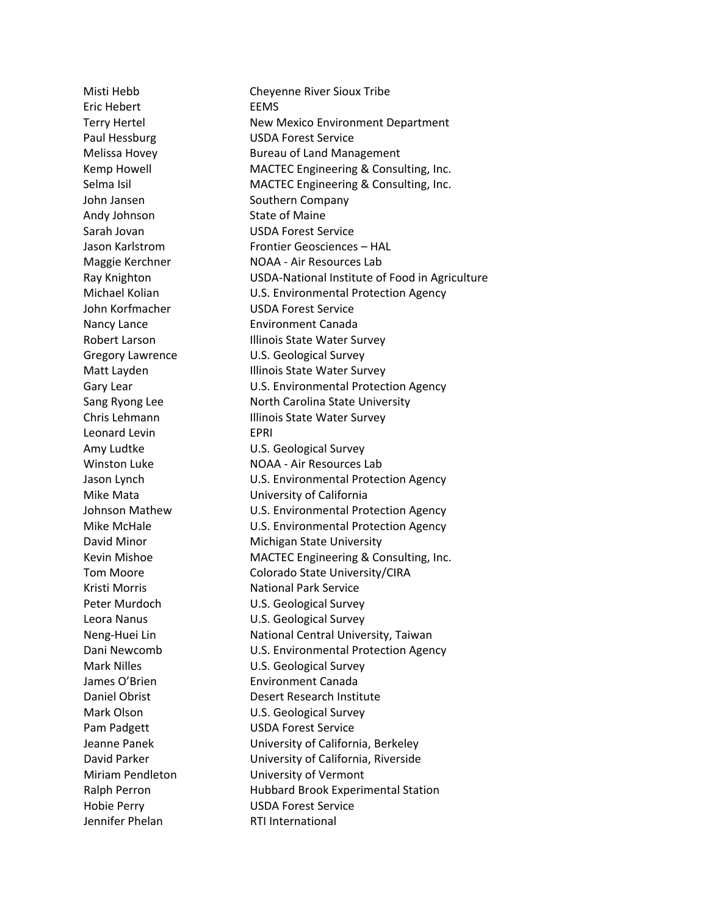| | |
|---|---|
| Misti Hebb | Cheyenne River Sioux Tribe |
| Eric Hebert | EEMS |
| Terry Hertel | New Mexico Environment Department |
| Paul Hessburg | USDA Forest Service |
| Melissa Hovey | Bureau of Land Management |
| Kemp Howell | MACTEC Engineering & Consulting, Inc. |
| Selma Isil | MACTEC Engineering & Consulting, Inc. |
| John Jansen | Southern Company |
| Andy Johnson | State of Maine |
| Sarah Jovan | USDA Forest Service |
| Jason Karlstrom | Frontier Geosciences – HAL |
| Maggie Kerchner | NOAA - Air Resources Lab |
| Ray Knighton | USDA-National Institute of Food in Agriculture |
| Michael Kolian | U.S. Environmental Protection Agency |
| John Korfmacher | USDA Forest Service |
| Nancy Lance | Environment Canada |
| Robert Larson | Illinois State Water Survey |
| Gregory Lawrence | U.S. Geological Survey |
| Matt Layden | Illinois State Water Survey |
| Gary Lear | U.S. Environmental Protection Agency |
| Sang Ryong Lee | North Carolina State University |
| Chris Lehmann | Illinois State Water Survey |
| Leonard Levin | EPRI |
| Amy Ludtke | U.S. Geological Survey |
| Winston Luke | NOAA - Air Resources Lab |
| Jason Lynch | U.S. Environmental Protection Agency |
| Mike Mata | University of California |
| Johnson Mathew | U.S. Environmental Protection Agency |
| Mike McHale | U.S. Environmental Protection Agency |
| David Minor | Michigan State University |
| Kevin Mishoe | MACTEC Engineering & Consulting, Inc. |
| Tom Moore | Colorado State University/CIRA |
| Kristi Morris | National Park Service |
| Peter Murdoch | U.S. Geological Survey |
| Leora Nanus | U.S. Geological Survey |
| Neng-Huei Lin | National Central University, Taiwan |
| Dani Newcomb | U.S. Environmental Protection Agency |
| Mark Nilles | U.S. Geological Survey |
| James O'Brien | Environment Canada |
| Daniel Obrist | Desert Research Institute |
| Mark Olson | U.S. Geological Survey |
| Pam Padgett | USDA Forest Service |
| Jeanne Panek | University of California, Berkeley |
| David Parker | University of California, Riverside |
| Miriam Pendleton | University of Vermont |
| Ralph Perron | Hubbard Brook Experimental Station |
| Hobie Perry | USDA Forest Service |
| Jennifer Phelan | RTI International |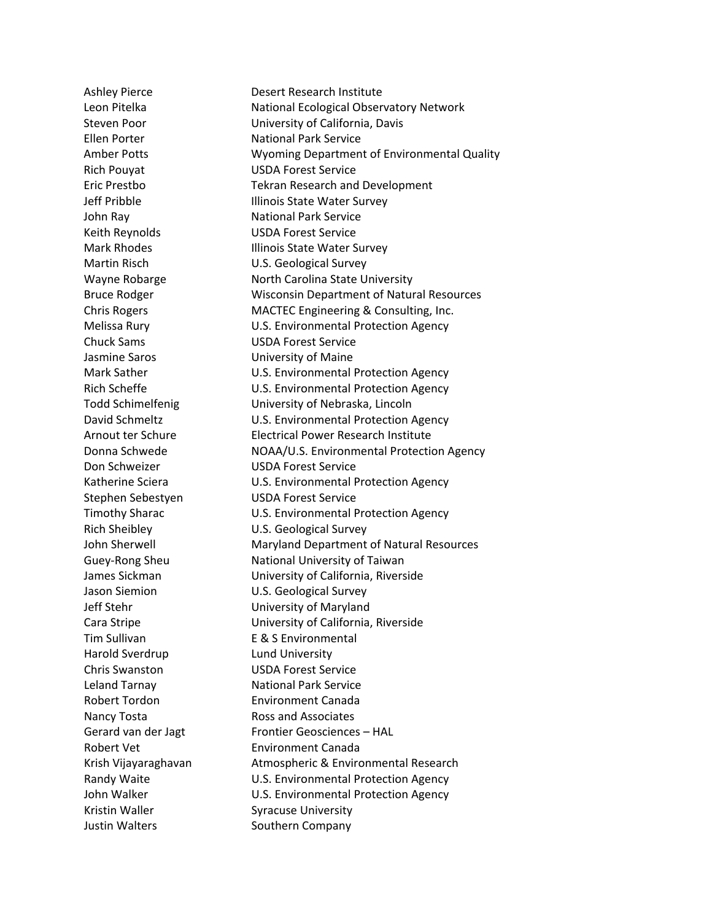| | |
|---|---|
| Ashley Pierce | Desert Research Institute |
| Leon Pitelka | National Ecological Observatory Network |
| Steven Poor | University of California, Davis |
| Ellen Porter | National Park Service |
| Amber Potts | Wyoming Department of Environmental Quality |
| Rich Pouyat | USDA Forest Service |
| Eric Prestbo | Tekran Research and Development |
| Jeff Pribble | Illinois State Water Survey |
| John Ray | National Park Service |
| Keith Reynolds | USDA Forest Service |
| Mark Rhodes | Illinois State Water Survey |
| Martin Risch | U.S. Geological Survey |
| Wayne Robarge | North Carolina State University |
| Bruce Rodger | Wisconsin Department of Natural Resources |
| Chris Rogers | MACTEC Engineering & Consulting, Inc. |
| Melissa Rury | U.S. Environmental Protection Agency |
| Chuck Sams | USDA Forest Service |
| Jasmine Saros | University of Maine |
| Mark Sather | U.S. Environmental Protection Agency |
| Rich Scheffe | U.S. Environmental Protection Agency |
| Todd Schimelfenig | University of Nebraska, Lincoln |
| David Schmeltz | U.S. Environmental Protection Agency |
| Arnout ter Schure | Electrical Power Research Institute |
| Donna Schwede | NOAA/U.S. Environmental Protection Agency |
| Don Schweizer | USDA Forest Service |
| Katherine Sciera | U.S. Environmental Protection Agency |
| Stephen Sebestyen | USDA Forest Service |
| Timothy Sharac | U.S. Environmental Protection Agency |
| Rich Sheibley | U.S. Geological Survey |
| John Sherwell | Maryland Department of Natural Resources |
| Guey-Rong Sheu | National University of Taiwan |
| James Sickman | University of California, Riverside |
| Jason Siemion | U.S. Geological Survey |
| Jeff Stehr | University of Maryland |
| Cara Stripe | University of California, Riverside |
| Tim Sullivan | E & S Environmental |
| Harold Sverdrup | Lund University |
| Chris Swanston | USDA Forest Service |
| Leland Tarnay | National Park Service |
| Robert Tordon | Environment Canada |
| Nancy Tosta | Ross and Associates |
| Gerard van der Jagt | Frontier Geosciences – HAL |
| Robert Vet | Environment Canada |
| Krish Vijayaraghavan | Atmospheric & Environmental Research |
| Randy Waite | U.S. Environmental Protection Agency |
| John Walker | U.S. Environmental Protection Agency |
| Kristin Waller | Syracuse University |
| Justin Walters | Southern Company |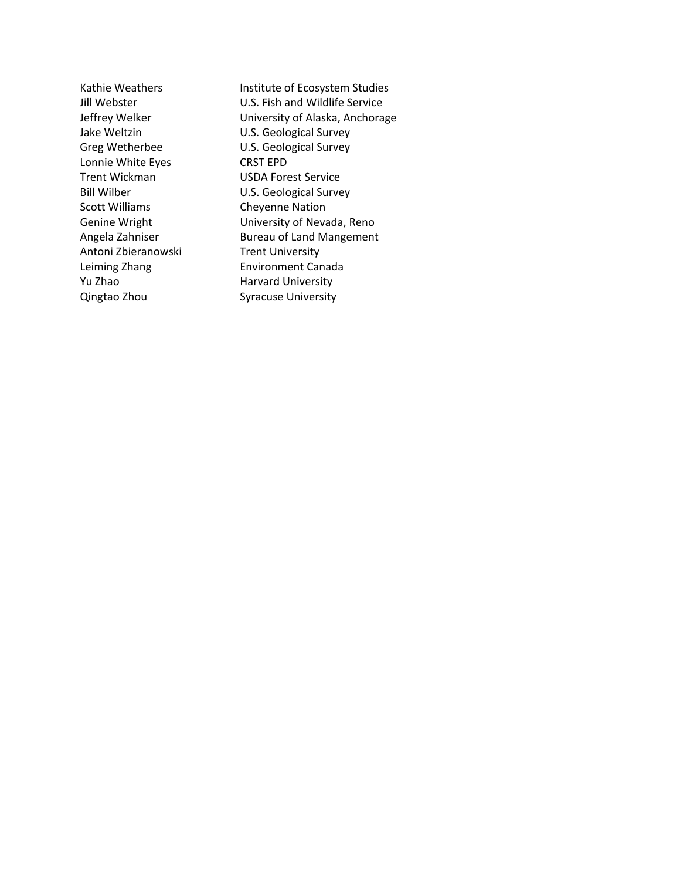| | |
|---|---|
| Kathie Weathers | Institute of Ecosystem Studies |
| Jill Webster | U.S. Fish and Wildlife Service |
| Jeffrey Welker | University of Alaska, Anchorage |
| Jake Weltzin | U.S. Geological Survey |
| Greg Wetherbee | U.S. Geological Survey |
| Lonnie White Eyes | CRST EPD |
| Trent Wickman | USDA Forest Service |
| Bill Wilber | U.S. Geological Survey |
| Scott Williams | Cheyenne Nation |
| Genine Wright | University of Nevada, Reno |
| Angela Zahniser | Bureau of Land Mangement |
| Antoni Zbieranowski | Trent University |
| Leiming Zhang | Environment Canada |
| Yu Zhao | Harvard University |
| Qingtao Zhou | Syracuse University |